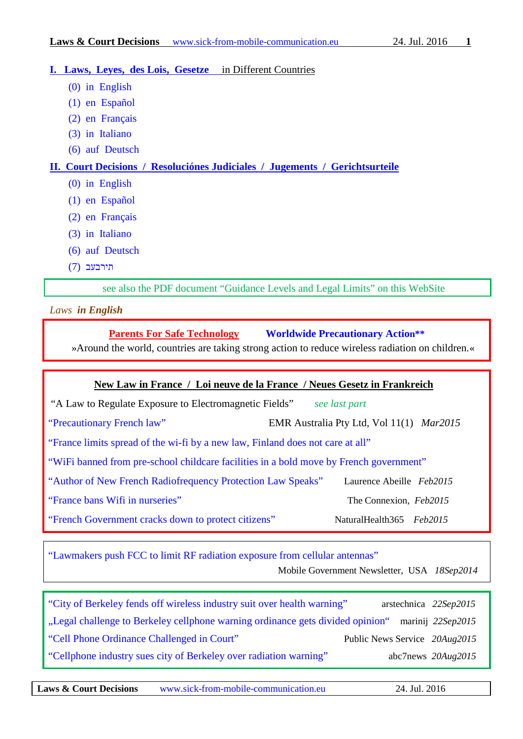## I. Laws, Leyes, des Lois, Gesetze in Different Countries

(0) in English
(1) en Español
(2) en Français
(3) in Italiano
(6) auf Deutsch

## II. Court Decisions / Resoluciónes Judiciales / Jugements / Gerichtsurteile

(0) in English
(1) en Español
(2) en Français
(3) in Italiano
(6) auf Deutsch
(7) בעברית

see also the PDF document "Guidance Levels and Legal Limits" on this WebSite

*Laws* ***in English***

**Parents For Safe Technology** **Worldwide Precautionary Action\*\***

»Around the world, countries are taking strong action to reduce wireless radiation on children.«

**New Law in France / Loi neuve de la France / Neues Gesetz in Frankreich**

"A Law to Regulate Exposure to Electromagnetic Fields" *see last part*

"Precautionary French law" EMR Australia Pty Ltd, Vol 11(1) *Mar2015*

"France limits spread of the wi-fi by a new law, Finland does not care at all"

"WiFi banned from pre-school childcare facilities in a bold move by French government"

"Author of New French Radiofrequency Protection Law Speaks" Laurence Abeille *Feb2015*

"France bans Wifi in nurseries" The Connexion, *Feb2015*

"French Government cracks down to protect citizens" NaturalHealth365 *Feb2015*

"Lawmakers push FCC to limit RF radiation exposure from cellular antennas"
Mobile Government Newsletter, USA *18Sep2014*

"City of Berkeley fends off wireless industry suit over health warning" arstechnica *22Sep2015*

„Legal challenge to Berkeley cellphone warning ordinance gets divided opinion" marinij *22Sep2015*

"Cell Phone Ordinance Challenged in Court" Public News Service *20Aug2015*

"Cellphone industry sues city of Berkeley over radiation warning" abc7news *20Aug2015*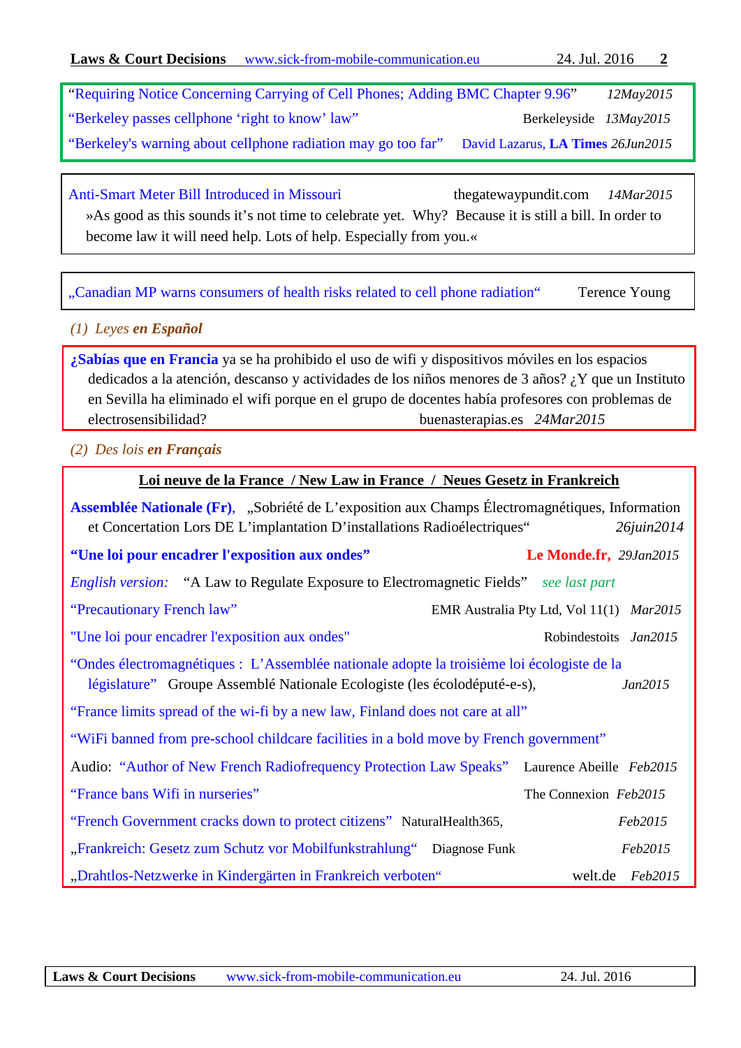"Requiring Notice Concerning Carrying of Cell Phones; Adding BMC Chapter 9.96" *12May2015*

"Berkeley passes cellphone 'right to know' law" Berkeleyside *13May2015*

"Berkeley's warning about cellphone radiation may go too far" David Lazarus, **LA Times** *26Jun2015*

---

Anti-Smart Meter Bill Introduced in Missouri thegatewaypundit.com *14Mar2015*

»As good as this sounds it's not time to celebrate yet. Why? Because it is still a bill. In order to become law it will need help. Lots of help. Especially from you.«

---

„Canadian MP warns consumers of health risks related to cell phone radiation" Terence Young

### *(1) Leyes **en Español***

**¿Sabías que en Francia** ya se ha prohibido el uso de wifi y dispositivos móviles en los espacios dedicados a la atención, descanso y actividades de los niños menores de 3 años? ¿Y que un Instituto en Sevilla ha eliminado el wifi porque en el grupo de docentes había profesores con problemas de electrosensibilidad? buenasterapias.es *24Mar2015*

### *(2) Des lois **en Français***

**Loi neuve de la France / New Law in France / Neues Gesetz in Frankreich**

**Assemblée Nationale (Fr)**, „Sobriété de L'exposition aux Champs Électromagnétiques, Information et Concertation Lors DE L'implantation D'installations Radioélectriques" *26juin2014*

**"Une loi pour encadrer l'exposition aux ondes"** **Le Monde.fr,** *29Jan2015*

*English version:* "A Law to Regulate Exposure to Electromagnetic Fields" *see last part*

"Precautionary French law" EMR Australia Pty Ltd, Vol 11(1) *Mar2015*

"Une loi pour encadrer l'exposition aux ondes" Robindestoits *Jan2015*

"Ondes électromagnétiques : L'Assemblée nationale adopte la troisième loi écologiste de la législature" Groupe Assemblé Nationale Ecologiste (les écolodéputé-e-s), *Jan2015*

"France limits spread of the wi-fi by a new law, Finland does not care at all"

"WiFi banned from pre-school childcare facilities in a bold move by French government"

Audio: "Author of New French Radiofrequency Protection Law Speaks" Laurence Abeille *Feb2015*

"France bans Wifi in nurseries" The Connexion *Feb2015*

"French Government cracks down to protect citizens" NaturalHealth365, *Feb2015*

„Frankreich: Gesetz zum Schutz vor Mobilfunkstrahlung" Diagnose Funk *Feb2015*

„Drahtlos-Netzwerke in Kindergärten in Frankreich verboten" welt.de *Feb2015*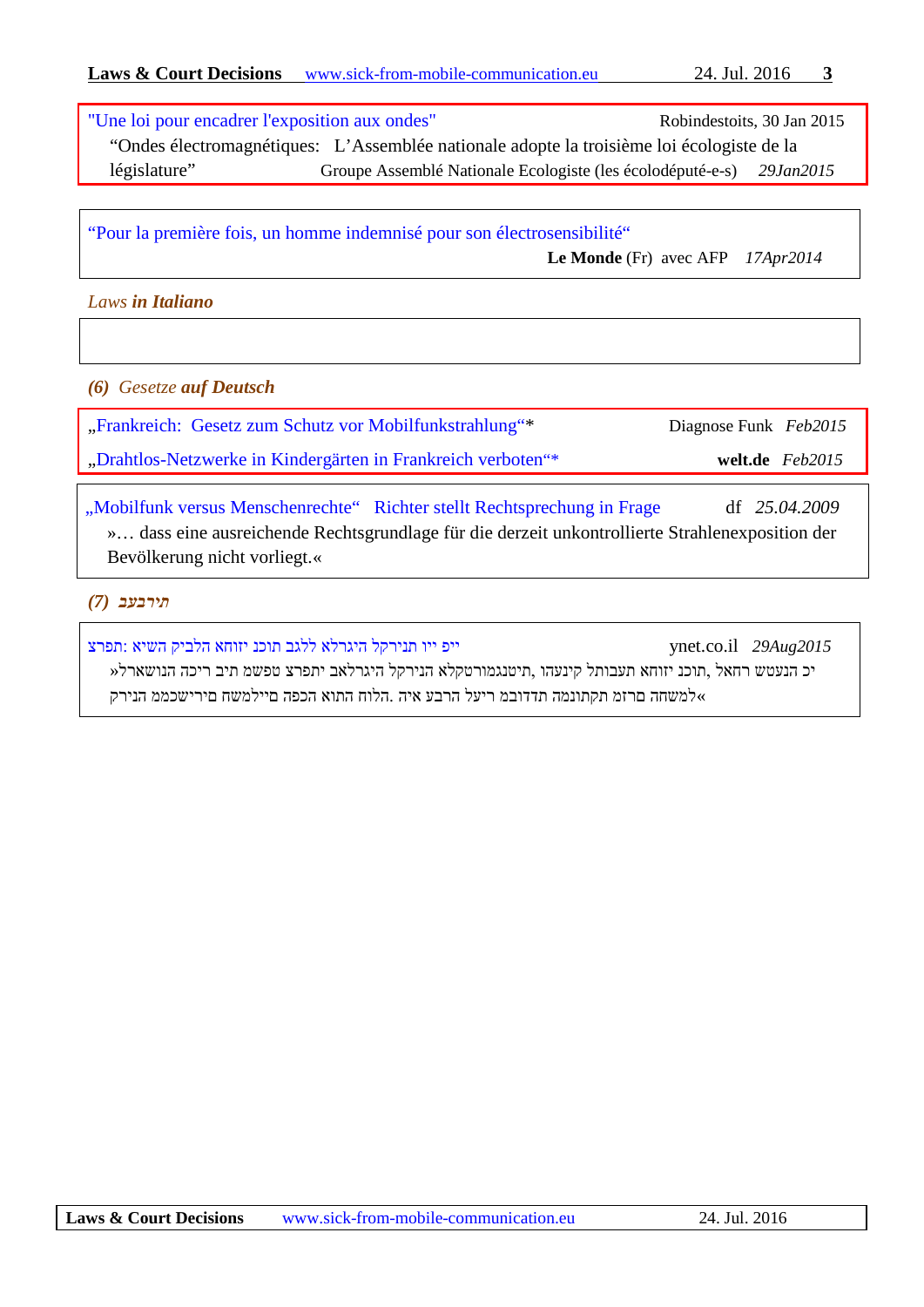"Une loi pour encadrer l'exposition aux ondes" — Robindestoits, 30 Jan 2015

"Ondes électromagnétiques: L'Assemblée nationale adopte la troisième loi écologiste de la législature" — Groupe Assemblé Nationale Ecologiste (les écolodéputé-e-s) *29Jan2015*

---

"Pour la première fois, un homme indemnisé pour son électrosensibilité" — **Le Monde** (Fr) avec AFP *17Apr2014*

### *Laws **in Italiano***

### *(6) Gesetze **auf Deutsch***

„Frankreich: Gesetz zum Schutz vor Mobilfunkstrahlung"* — Diagnose Funk *Feb2015*

„Drahtlos-Netzwerke in Kindergärten in Frankreich verboten"* — **welt.de** *Feb2015*

---

„Mobilfunk versus Menschenrechte" Richter stellt Rechtsprechung in Frage — df *25.04.2009*

»… dass eine ausreichende Rechtsgrundlage für die derzeit unkontrollierte Strahlenexposition der Bevölkerung nicht vorliegt.«

### *(7) בעברית*

צרפת: אישה קיבלה חוזי נכות בגלל אלרגיה לקרינת ויי פיי — ynet.co.il *29Aug2015*

»לראשונה הכיר בית משפט צרפתי באלרגיה לקרינה אלקטרומגנטית, והעניק לתובעת חוזי נכות, לאחר שטענה כי קרינה ממכשירים חשמליים הפכה אותה חולה. היא עברה לעיר מבודדת המנותקת מזרם החשמל«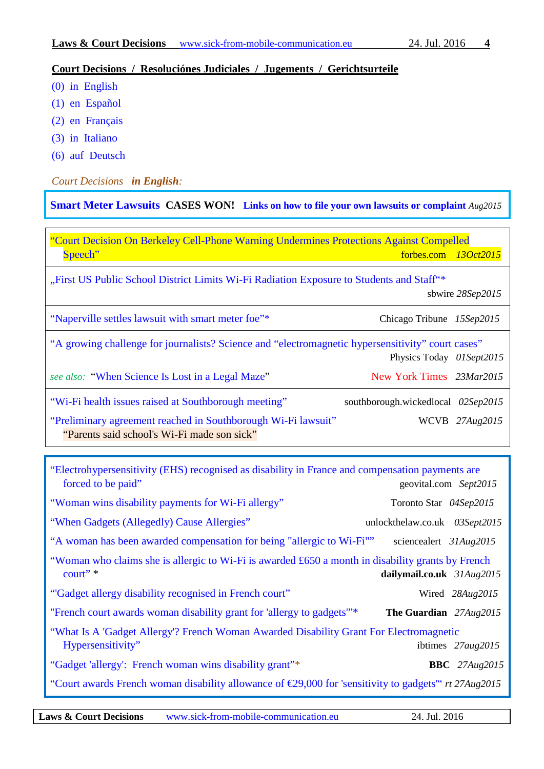## Court Decisions / Resoluciónes Judiciales / Jugements / Gerichtsurteile

(0) in English

(1) en Español

(2) en Français

(3) in Italiano

(6) auf Deutsch

*Court Decisions* ***in English:***

**Smart Meter Lawsuits CASES WON! Links on how to file your own lawsuits or complaint** *Aug2015*

---

"Court Decision On Berkeley Cell-Phone Warning Undermines Protections Against Compelled Speech" forbes.com *13Oct2015*

„First US Public School District Limits Wi-Fi Radiation Exposure to Students and Staff"* sbwire *28Sep2015*

"Naperville settles lawsuit with smart meter foe"* Chicago Tribune *15Sep2015*

"A growing challenge for journalists? Science and "electromagnetic hypersensitivity" court cases" Physics Today *01Sept2015*

*see also:* "When Science Is Lost in a Legal Maze" New York Times *23Mar2015*

"Wi-Fi health issues raised at Southborough meeting" southborough.wickedlocal *02Sep2015*

"Preliminary agreement reached in Southborough Wi-Fi lawsuit" WCVB *27Aug2015*
"Parents said school's Wi-Fi made son sick"

---

"Electrohypersensitivity (EHS) recognised as disability in France and compensation payments are forced to be paid" geovital.com *Sept2015*

"Woman wins disability payments for Wi-Fi allergy" Toronto Star *04Sep2015*

"When Gadgets (Allegedly) Cause Allergies" unlockthelaw.co.uk *03Sept2015*

"A woman has been awarded compensation for being "allergic to Wi-Fi"" sciencealert *31Aug2015*

"Woman who claims she is allergic to Wi-Fi is awarded £650 a month in disability grants by French court" * **dailymail.co.uk** *31Aug2015*

"'Gadget allergy disability recognised in French court" Wired *28Aug2015*

"French court awards woman disability grant for 'allergy to gadgets'"* **The Guardian** *27Aug2015*

"What Is A 'Gadget Allergy'? French Woman Awarded Disability Grant For Electromagnetic Hypersensitivity" ibtimes *27aug2015*

"Gadget 'allergy': French woman wins disability grant"* **BBC** *27Aug2015*

"Court awards French woman disability allowance of €29,000 for 'sensitivity to gadgets'" *rt 27Aug2015*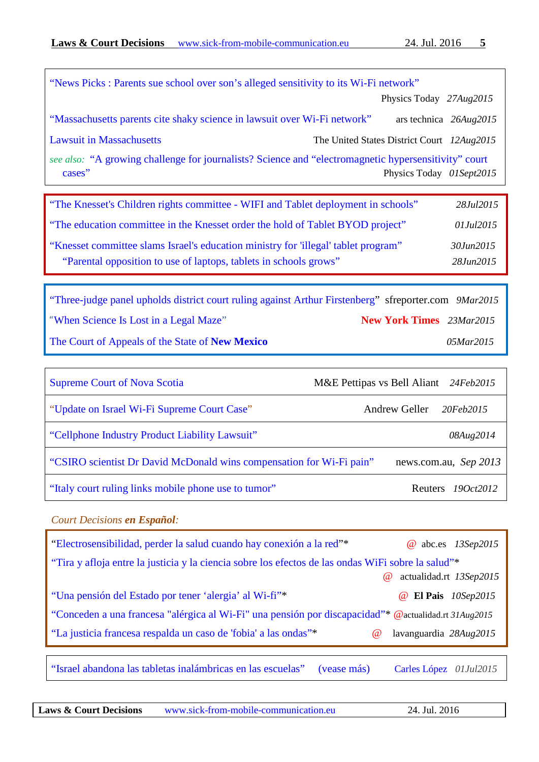“News Picks : Parents sue school over son’s alleged sensitivity to its Wi-Fi network” — Physics Today *27Aug2015*

“Massachusetts parents cite shaky science in lawsuit over Wi-Fi network” — ars technica *26Aug2015*

Lawsuit in Massachusetts — The United States District Court *12Aug2015*

*see also:* “A growing challenge for journalists? Science and “electromagnetic hypersensitivity” court cases” — Physics Today *01Sept2015*

---

“The Knesset's Children rights committee - WIFI and Tablet deployment in schools” *28Jul2015*

“The education committee in the Knesset order the hold of Tablet BYOD project” *01Jul2015*

“Knesset committee slams Israel's education ministry for 'illegal' tablet program” *30Jun2015*

“Parental opposition to use of laptops, tablets in schools grows” *28Jun2015*

---

“Three-judge panel upholds district court ruling against Arthur Firstenberg” sfreporter.com *9Mar2015*

“When Science Is Lost in a Legal Maze” **New York Times** *23Mar2015*

The Court of Appeals of the State of **New Mexico** *05Mar2015*

---

| | | |
|---|---|---|
| Supreme Court of Nova Scotia | M&E Pettipas vs Bell Aliant | *24Feb2015* |
| “Update on Israel Wi-Fi Supreme Court Case” | Andrew Geller | *20Feb2015* |
| “Cellphone Industry Product Liability Lawsuit” | | *08Aug2014* |
| “CSIRO scientist Dr David McDonald wins compensation for Wi-Fi pain” | news.com.au, | *Sep 2013* |
| “Italy court ruling links mobile phone use to tumor” | Reuters | *19Oct2012* |

*Court Decisions* ***en Español****:*

“Electrosensibilidad, perder la salud cuando hay conexión a la red”* @ abc.es *13Sep2015*

“Tira y afloja entre la justicia y la ciencia sobre los efectos de las ondas WiFi sobre la salud”* @ actualidad.rt *13Sep2015*

“Una pensión del Estado por tener ‘alergia’ al Wi-fi”* @ **El Pais** *10Sep2015*

“Conceden a una francesa "alérgica al Wi-Fi" una pensión por discapacidad”* @actualidad.rt *31Aug2015*

“La justicia francesa respalda un caso de 'fobia' a las ondas”* @ lavanguardia *28Aug2015*

---

“Israel abandona las tabletas inalámbricas en las escuelas” (vease más) Carles López *01Jul2015*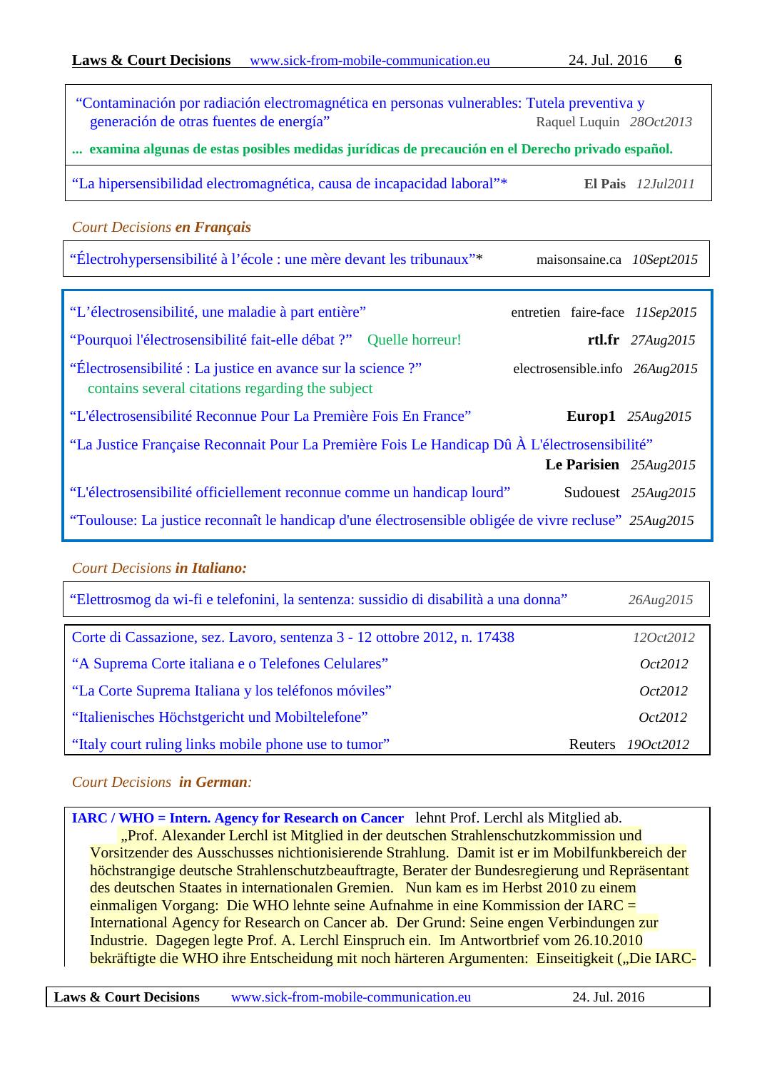“Contaminación por radiación electromagnética en personas vulnerables: Tutela preventiva y generación de otras fuentes de energía” Raquel Luquin *28Oct2013*

**... examina algunas de estas posibles medidas jurídicas de precaución en el Derecho privado español.**

“La hipersensibilidad electromagnética, causa de incapacidad laboral”* **El Pais** *12Jul2011*

*Court Decisions **en Français***

“Électrohypersensibilité à l’école : une mère devant les tribunaux”* maisonsaine.ca *10Sept2015*

“L’électrosensibilité, une maladie à part entière” entretien faire-face *11Sep2015*

“Pourquoi l'électrosensibilité fait-elle débat ?” Quelle horreur! **rtl.fr** *27Aug2015*

“Électrosensibilité : La justice en avance sur la science ?” electrosensible.info *26Aug2015*
contains several citations regarding the subject

“L'électrosensibilité Reconnue Pour La Première Fois En France” **Europ1** *25Aug2015*

“La Justice Française Reconnait Pour La Première Fois Le Handicap Dû À L'électrosensibilité” **Le Parisien** *25Aug2015*

“L'électrosensibilité officiellement reconnue comme un handicap lourd” Sudouest *25Aug2015*

“Toulouse: La justice reconnaît le handicap d'une électrosensible obligée de vivre recluse” *25Aug2015*

*Court Decisions **in Italiano:***

“Elettrosmog da wi-fi e telefonini, la sentenza: sussidio di disabilità a una donna” *26Aug2015*

Corte di Cassazione, sez. Lavoro, sentenza 3 - 12 ottobre 2012, n. 17438 *12Oct2012*

“A Suprema Corte italiana e o Telefones Celulares” *Oct2012*

“La Corte Suprema Italiana y los teléfonos móviles” *Oct2012*

“Italienisches Höchstgericht und Mobiltelefone” *Oct2012*

“Italy court ruling links mobile phone use to tumor” Reuters *19Oct2012*

*Court Decisions **in German**:*

**IARC / WHO = Intern. Agency for Research on Cancer** lehnt Prof. Lerchl als Mitglied ab.
„Prof. Alexander Lerchl ist Mitglied in der deutschen Strahlenschutzkommission und Vorsitzender des Ausschusses nichtionisierende Strahlung. Damit ist er im Mobilfunkbereich der höchstrangige deutsche Strahlenschutzbeauftragte, Berater der Bundesregierung und Repräsentant des deutschen Staates in internationalen Gremien. Nun kam es im Herbst 2010 zu einem einmaligen Vorgang: Die WHO lehnte seine Aufnahme in eine Kommission der IARC = International Agency for Research on Cancer ab. Der Grund: Seine engen Verbindungen zur Industrie. Dagegen legte Prof. A. Lerchl Einspruch ein. Im Antwortbrief vom 26.10.2010 bekräftigte die WHO ihre Entscheidung mit noch härteren Argumenten: Einseitigkeit („Die IARC-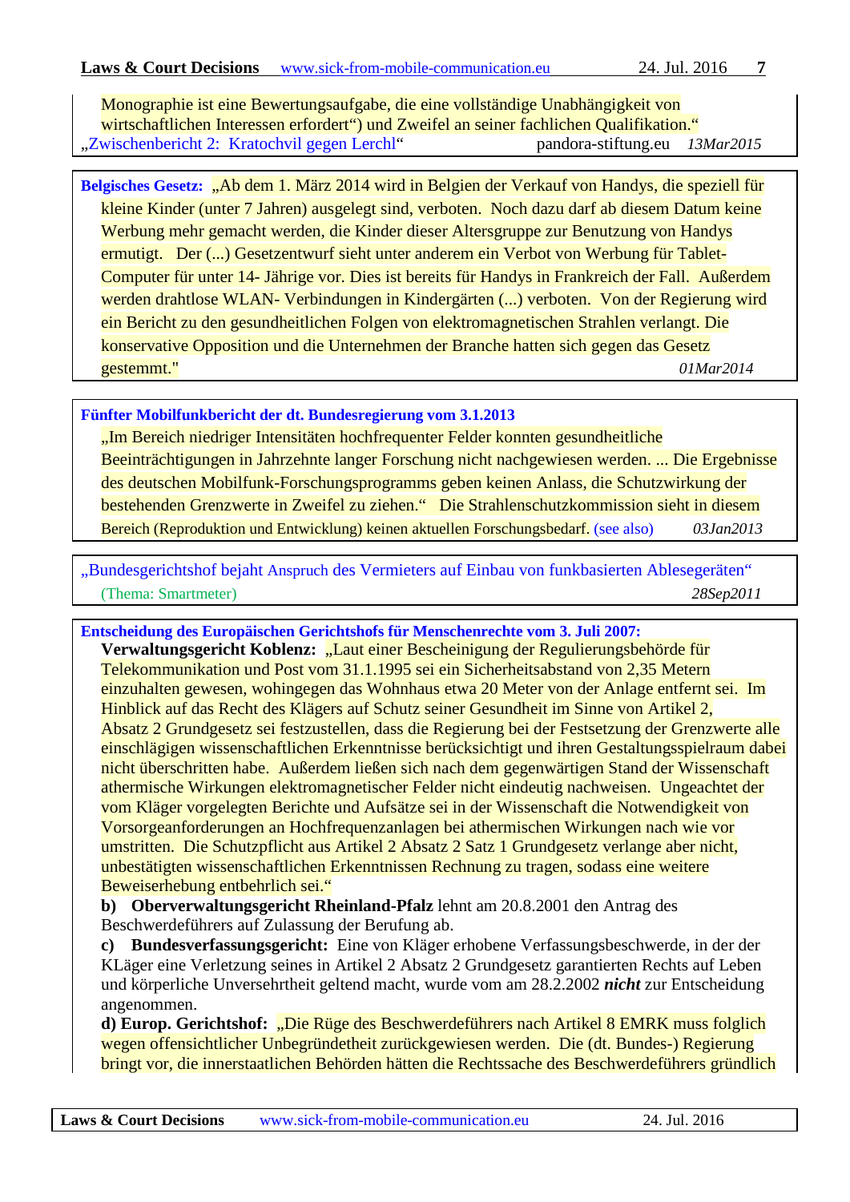Monographie ist eine Bewertungsaufgabe, die eine vollständige Unabhängigkeit von wirtschaftlichen Interessen erfordert“) und Zweifel an seiner fachlichen Qualifikation.“

„Zwischenbericht 2: Kratochvil gegen Lerchl“ pandora-stiftung.eu *13Mar2015*

---

**Belgisches Gesetz:** „Ab dem 1. März 2014 wird in Belgien der Verkauf von Handys, die speziell für kleine Kinder (unter 7 Jahren) ausgelegt sind, verboten. Noch dazu darf ab diesem Datum keine Werbung mehr gemacht werden, die Kinder dieser Altersgruppe zur Benutzung von Handys ermutigt. Der (...) Gesetzentwurf sieht unter anderem ein Verbot von Werbung für Tablet-Computer für unter 14- Jährige vor. Dies ist bereits für Handys in Frankreich der Fall. Außerdem werden drahtlose WLAN- Verbindungen in Kindergärten (...) verboten. Von der Regierung wird ein Bericht zu den gesundheitlichen Folgen von elektromagnetischen Strahlen verlangt. Die konservative Opposition und die Unternehmen der Branche hatten sich gegen das Gesetz gestemmt." *01Mar2014*

---

**Fünfter Mobilfunkbericht der dt. Bundesregierung vom 3.1.2013**

„Im Bereich niedriger Intensitäten hochfrequenter Felder konnten gesundheitliche Beeinträchtigungen in Jahrzehnte langer Forschung nicht nachgewiesen werden. ... Die Ergebnisse des deutschen Mobilfunk-Forschungsprogramms geben keinen Anlass, die Schutzwirkung der bestehenden Grenzwerte in Zweifel zu ziehen.“ Die Strahlenschutzkommission sieht in diesem Bereich (Reproduktion und Entwicklung) keinen aktuellen Forschungsbedarf. (see also) *03Jan2013*

---

„Bundesgerichtshof bejaht Anspruch des Vermieters auf Einbau von funkbasierten Ablesegeräten“

(Thema: Smartmeter) *28Sep2011*

---

**Entscheidung des Europäischen Gerichtshofs für Menschenrechte vom 3. Juli 2007:**

**Verwaltungsgericht Koblenz:** „Laut einer Bescheinigung der Regulierungsbehörde für Telekommunikation und Post vom 31.1.1995 sei ein Sicherheitsabstand von 2,35 Metern einzuhalten gewesen, wohingegen das Wohnhaus etwa 20 Meter von der Anlage entfernt sei. Im Hinblick auf das Recht des Klägers auf Schutz seiner Gesundheit im Sinne von Artikel 2, Absatz 2 Grundgesetz sei festzustellen, dass die Regierung bei der Festsetzung der Grenzwerte alle einschlägigen wissenschaftlichen Erkenntnisse berücksichtigt und ihren Gestaltungsspielraum dabei nicht überschritten habe. Außerdem ließen sich nach dem gegenwärtigen Stand der Wissenschaft athermische Wirkungen elektromagnetischer Felder nicht eindeutig nachweisen. Ungeachtet der vom Kläger vorgelegten Berichte und Aufsätze sei in der Wissenschaft die Notwendigkeit von Vorsorgeanforderungen an Hochfrequenzanlagen bei athermischen Wirkungen nach wie vor umstritten. Die Schutzpflicht aus Artikel 2 Absatz 2 Satz 1 Grundgesetz verlange aber nicht, unbestätigten wissenschaftlichen Erkenntnissen Rechnung zu tragen, sodass eine weitere Beweiserhebung entbehrlich sei.“

**b) Oberverwaltungsgericht Rheinland-Pfalz** lehnt am 20.8.2001 den Antrag des Beschwerdeführers auf Zulassung der Berufung ab.

**c) Bundesverfassungsgericht:** Eine von Kläger erhobene Verfassungsbeschwerde, in der der KLäger eine Verletzung seines in Artikel 2 Absatz 2 Grundgesetz garantierten Rechts auf Leben und körperliche Unversehrtheit geltend macht, wurde vom am 28.2.2002 ***nicht*** zur Entscheidung angenommen.

**d) Europ. Gerichtshof:** „Die Rüge des Beschwerdeführers nach Artikel 8 EMRK muss folglich wegen offensichtlicher Unbegründetheit zurückgewiesen werden. Die (dt. Bundes-) Regierung bringt vor, die innerstaatlichen Behörden hätten die Rechtssache des Beschwerdeführers gründlich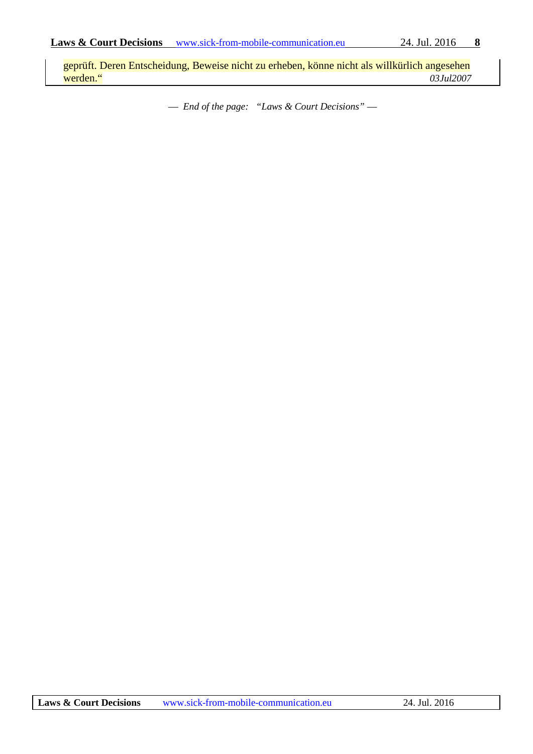geprüft. Deren Entscheidung, Beweise nicht zu erheben, könne nicht als willkürlich angesehen werden.“ *03Jul2007*

— *End of the page: "Laws & Court Decisions"* —